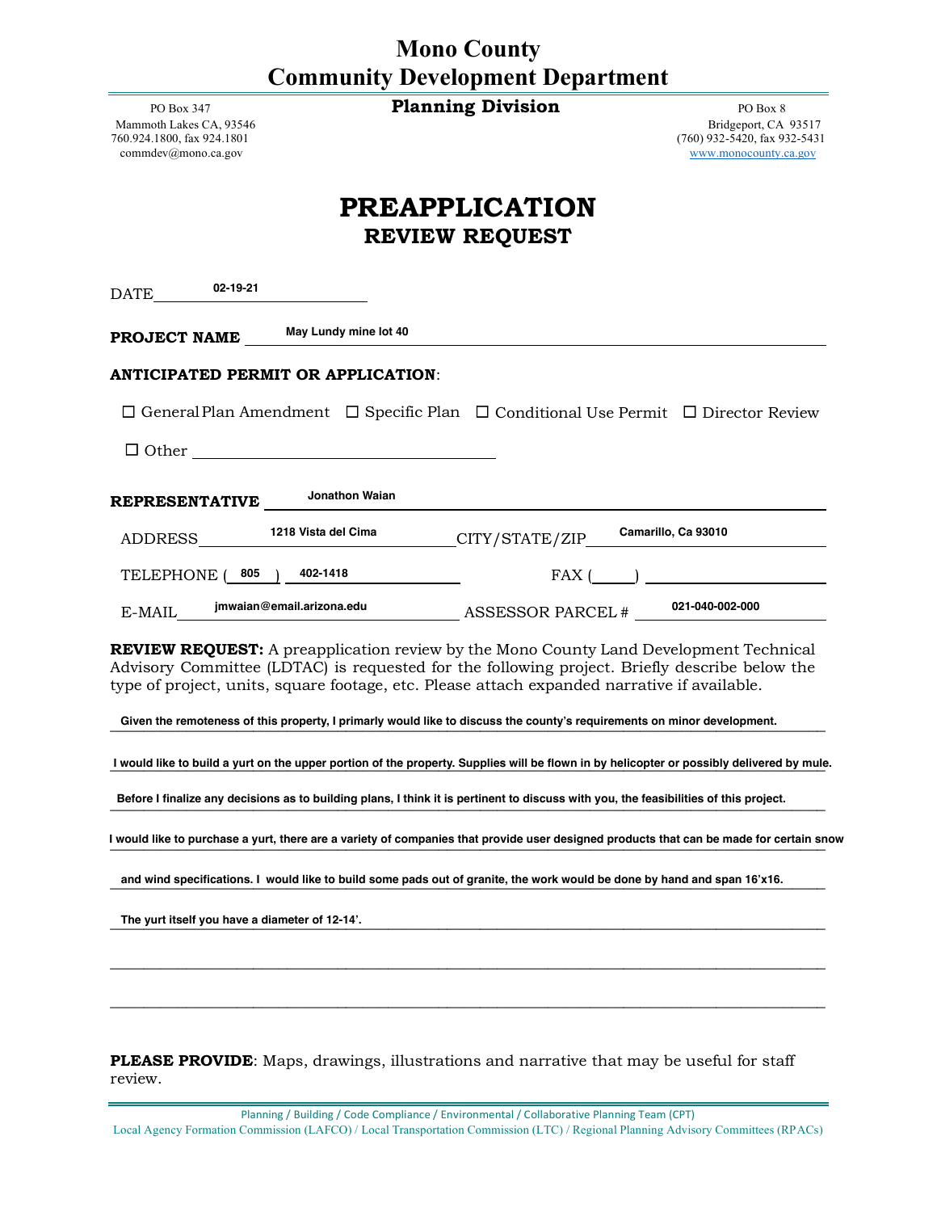# Mono County
# Community Development Department

## Planning Division

PO Box 347
Mammoth Lakes CA, 93546
760.924.1800, fax 924.1801
commdev@mono.ca.gov

PO Box 8
Bridgeport, CA 93517
(760) 932-5420, fax 932-5431
www.monocounty.ca.gov

# PREAPPLICATION
## REVIEW REQUEST

DATE 02-19-21

**PROJECT NAME** May Lundy mine lot 40

**ANTICIPATED PERMIT OR APPLICATION**:

☐ General Plan Amendment ☐ Specific Plan ☐ Conditional Use Permit ☐ Director Review

☐ Other ______________________

**REPRESENTATIVE** Jonathon Waian

ADDRESS 1218 Vista del Cima CITY/STATE/ZIP Camarillo, Ca 93010

TELEPHONE ( 805 ) 402-1418 FAX ( ) ______

E-MAIL jmwaian@email.arizona.edu ASSESSOR PARCEL # 021-040-002-000

**REVIEW REQUEST:** A preapplication review by the Mono County Land Development Technical Advisory Committee (LDTAC) is requested for the following project. Briefly describe below the type of project, units, square footage, etc. Please attach expanded narrative if available.

Given the remoteness of this property, I primarily would like to discuss the county's requirements on minor development.

I would like to build a yurt on the upper portion of the property. Supplies will be flown in by helicopter or possibly delivered by mule.

Before I finalize any decisions as to building plans, I think it is pertinent to discuss with you, the feasibilities of this project.

I would like to purchase a yurt, there are a variety of companies that provide user designed products that can be made for certain snow and wind specifications. I would like to build some pads out of granite, the work would be done by hand and span 16'x16.

The yurt itself you have a diameter of 12-14'.

**PLEASE PROVIDE**: Maps, drawings, illustrations and narrative that may be useful for staff review.

Planning / Building / Code Compliance / Environmental / Collaborative Planning Team (CPT)
Local Agency Formation Commission (LAFCO) / Local Transportation Commission (LTC) / Regional Planning Advisory Committees (RPACs)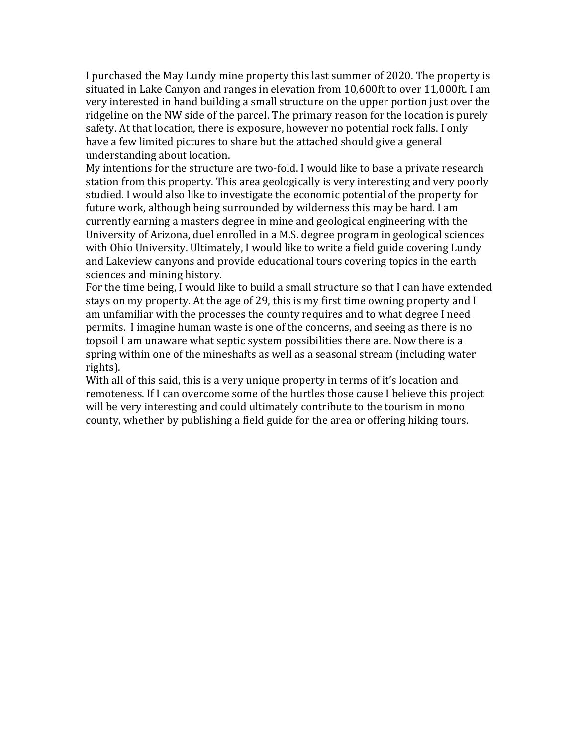I purchased the May Lundy mine property this last summer of 2020. The property is situated in Lake Canyon and ranges in elevation from 10,600ft to over 11,000ft. I am very interested in hand building a small structure on the upper portion just over the ridgeline on the NW side of the parcel. The primary reason for the location is purely safety. At that location, there is exposure, however no potential rock falls. I only have a few limited pictures to share but the attached should give a general understanding about location.

My intentions for the structure are two-fold. I would like to base a private research station from this property. This area geologically is very interesting and very poorly studied. I would also like to investigate the economic potential of the property for future work, although being surrounded by wilderness this may be hard. I am currently earning a masters degree in mine and geological engineering with the University of Arizona, duel enrolled in a M.S. degree program in geological sciences with Ohio University. Ultimately, I would like to write a field guide covering Lundy and Lakeview canyons and provide educational tours covering topics in the earth sciences and mining history.

For the time being, I would like to build a small structure so that I can have extended stays on my property. At the age of 29, this is my first time owning property and I am unfamiliar with the processes the county requires and to what degree I need permits. I imagine human waste is one of the concerns, and seeing as there is no topsoil I am unaware what septic system possibilities there are. Now there is a spring within one of the mineshafts as well as a seasonal stream (including water rights).

With all of this said, this is a very unique property in terms of it's location and remoteness. If I can overcome some of the hurtles those cause I believe this project will be very interesting and could ultimately contribute to the tourism in mono county, whether by publishing a field guide for the area or offering hiking tours.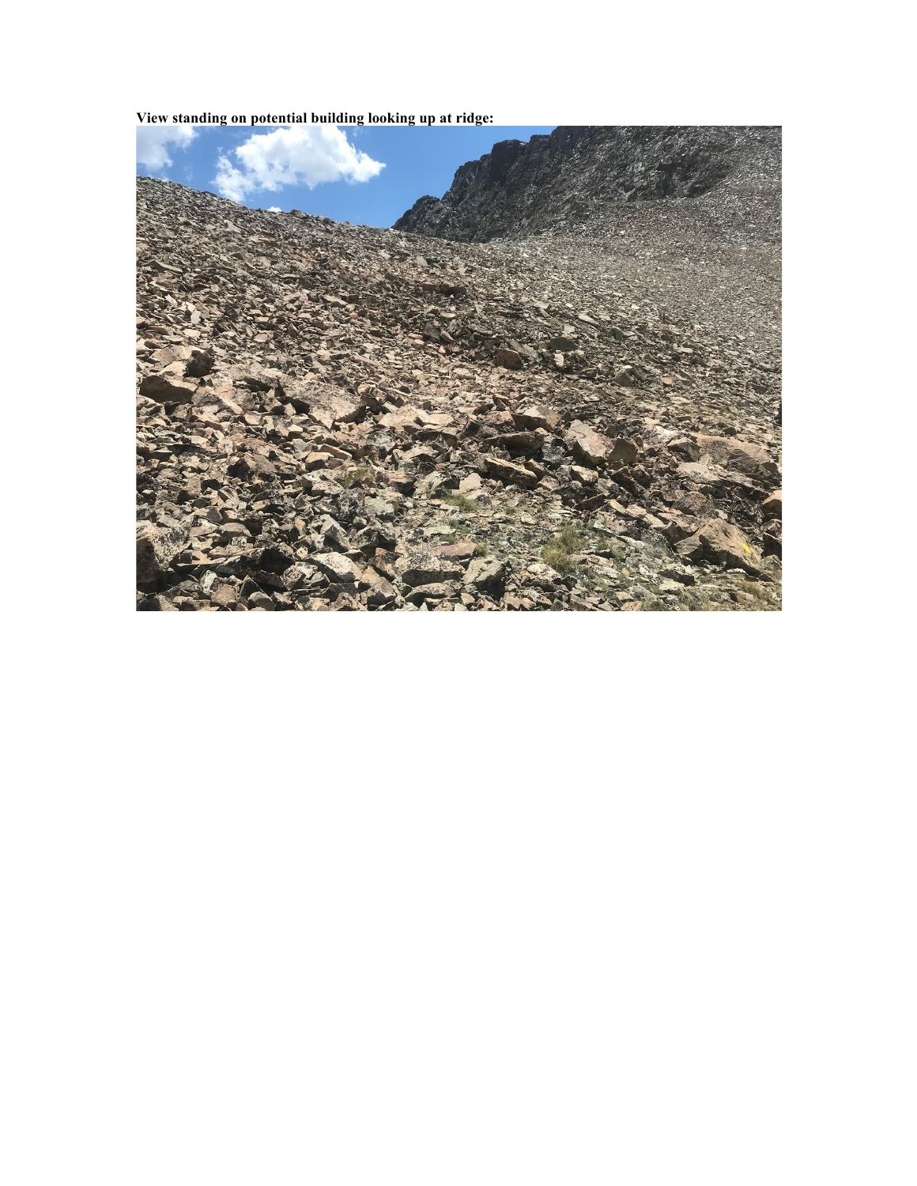**View standing on potential building looking up at ridge:**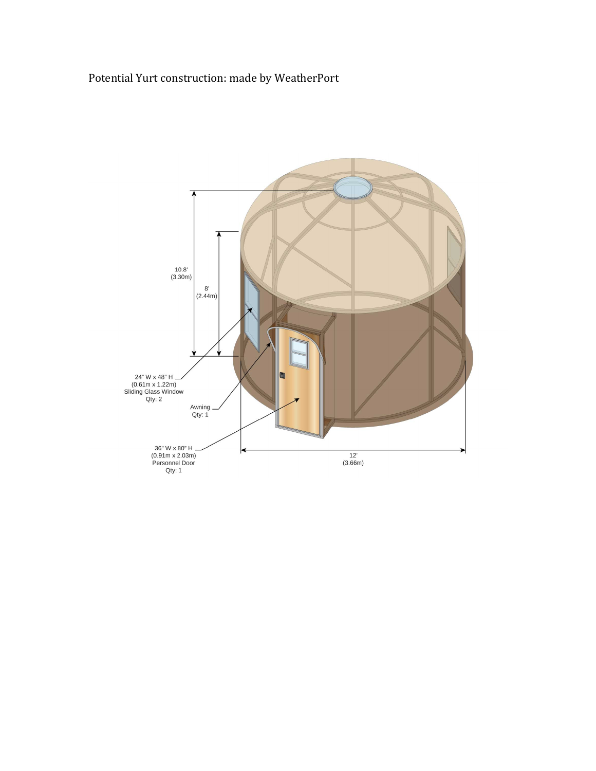Potential Yurt construction: made by WeatherPort

10.8'
(3.30m)

8'
(2.44m)

24" W x 48" H
(0.61m x 1.22m)
Sliding Glass Window
Qty: 2

Awning
Qty: 1

36" W x 80" H
(0.91m x 2.03m)
Personnel Door
Qty: 1

12'
(3.66m)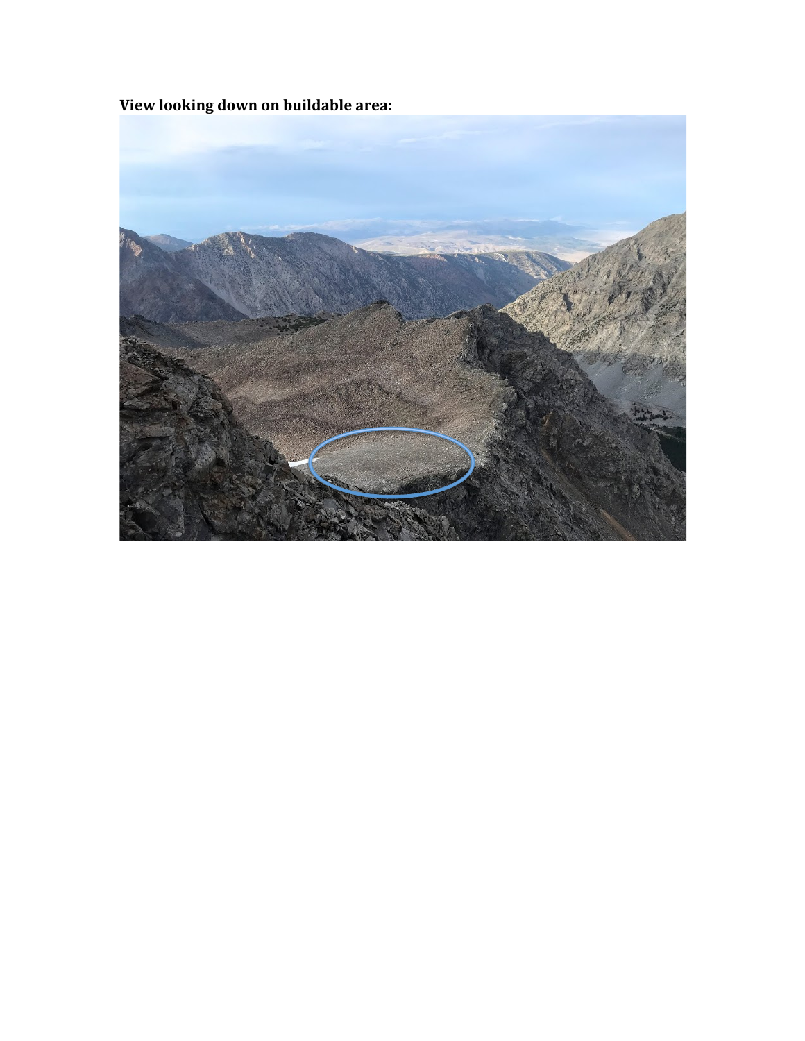**View looking down on buildable area:**